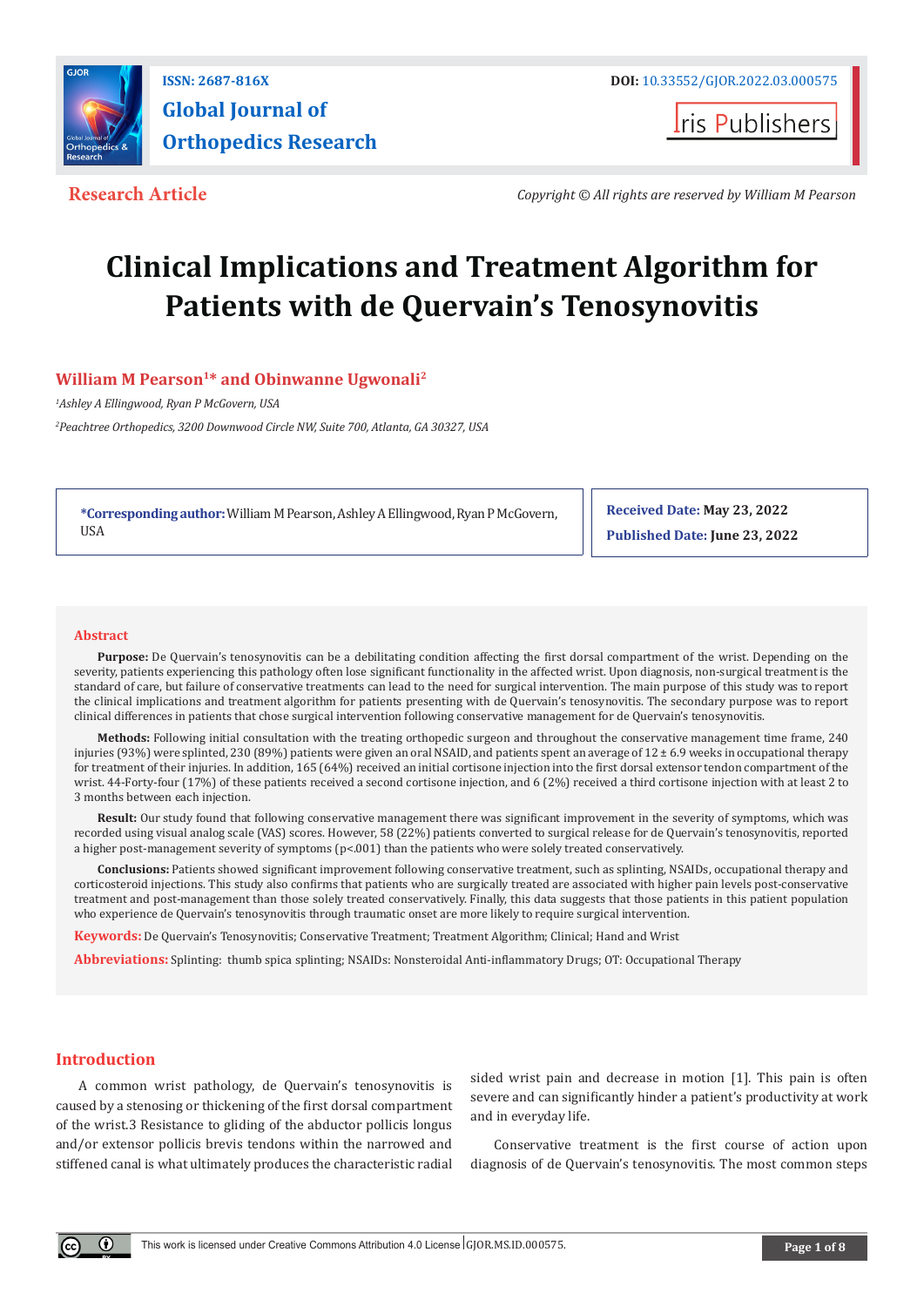ISSN: 2687-816X

DOI: 10.33552/GJOR.2022.03.000575

# Global Journal of Orthopedics Research

Iris Publishers

**Research Article**

*Copyright © All rights are reserved by William M Pearson*

# Clinical Implications and Treatment Algorithm for Patients with de Quervain's Tenosynovitis

**William M Pearson[1]* and Obinwanne Ugwonali[2]**

*[1]Ashley A Ellingwood, Ryan P McGovern, USA*

*[2]Peachtree Orthopedics, 3200 Downwood Circle NW, Suite 700, Atlanta, GA 30327, USA*

**\*Corresponding author:** William M Pearson, Ashley A Ellingwood, Ryan P McGovern, USA

**Received Date:** May 23, 2022

**Published Date:** June 23, 2022

## Abstract

**Purpose:** De Quervain's tenosynovitis can be a debilitating condition affecting the first dorsal compartment of the wrist. Depending on the severity, patients experiencing this pathology often lose significant functionality in the affected wrist. Upon diagnosis, non-surgical treatment is the standard of care, but failure of conservative treatments can lead to the need for surgical intervention. The main purpose of this study was to report the clinical implications and treatment algorithm for patients presenting with de Quervain's tenosynovitis. The secondary purpose was to report clinical differences in patients that chose surgical intervention following conservative management for de Quervain's tenosynovitis.

**Methods:** Following initial consultation with the treating orthopedic surgeon and throughout the conservative management time frame, 240 injuries (93%) were splinted, 230 (89%) patients were given an oral NSAID, and patients spent an average of 12 ± 6.9 weeks in occupational therapy for treatment of their injuries. In addition, 165 (64%) received an initial cortisone injection into the first dorsal extensor tendon compartment of the wrist. 44-Forty-four (17%) of these patients received a second cortisone injection, and 6 (2%) received a third cortisone injection with at least 2 to 3 months between each injection.

**Result:** Our study found that following conservative management there was significant improvement in the severity of symptoms, which was recorded using visual analog scale (VAS) scores. However, 58 (22%) patients converted to surgical release for de Quervain's tenosynovitis, reported a higher post-management severity of symptoms ($p<.001$) than the patients who were solely treated conservatively.

**Conclusions:** Patients showed significant improvement following conservative treatment, such as splinting, NSAIDs, occupational therapy and corticosteroid injections. This study also confirms that patients who are surgically treated are associated with higher pain levels post-conservative treatment and post-management than those solely treated conservatively. Finally, this data suggests that those patients in this patient population who experience de Quervain's tenosynovitis through traumatic onset are more likely to require surgical intervention.

**Keywords:** De Quervain's Tenosynovitis; Conservative Treatment; Treatment Algorithm; Clinical; Hand and Wrist

**Abbreviations:** Splinting: thumb spica splinting; NSAIDs: Nonsteroidal Anti-inflammatory Drugs; OT: Occupational Therapy

## Introduction

A common wrist pathology, de Quervain's tenosynovitis is caused by a stenosing or thickening of the first dorsal compartment of the wrist.3 Resistance to gliding of the abductor pollicis longus and/or extensor pollicis brevis tendons within the narrowed and stiffened canal is what ultimately produces the characteristic radial sided wrist pain and decrease in motion [1]. This pain is often severe and can significantly hinder a patient's productivity at work and in everyday life.

Conservative treatment is the first course of action upon diagnosis of de Quervain's tenosynovitis. The most common steps

This work is licensed under Creative Commons Attribution 4.0 License GJOR.MS.ID.000575.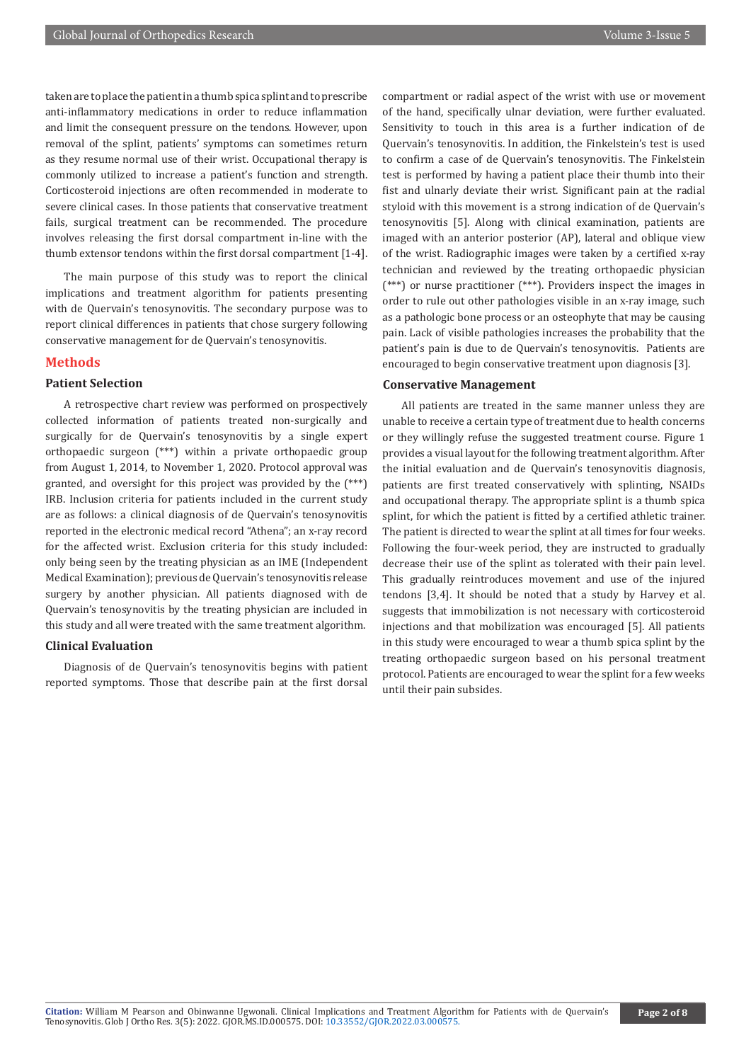taken are to place the patient in a thumb spica splint and to prescribe anti-inflammatory medications in order to reduce inflammation and limit the consequent pressure on the tendons. However, upon removal of the splint, patients' symptoms can sometimes return as they resume normal use of their wrist. Occupational therapy is commonly utilized to increase a patient's function and strength. Corticosteroid injections are often recommended in moderate to severe clinical cases. In those patients that conservative treatment fails, surgical treatment can be recommended. The procedure involves releasing the first dorsal compartment in-line with the thumb extensor tendons within the first dorsal compartment [1-4].

The main purpose of this study was to report the clinical implications and treatment algorithm for patients presenting with de Quervain's tenosynovitis. The secondary purpose was to report clinical differences in patients that chose surgery following conservative management for de Quervain's tenosynovitis.

## Methods

### Patient Selection

A retrospective chart review was performed on prospectively collected information of patients treated non-surgically and surgically for de Quervain's tenosynovitis by a single expert orthopaedic surgeon (***) within a private orthopaedic group from August 1, 2014, to November 1, 2020. Protocol approval was granted, and oversight for this project was provided by the (***) IRB. Inclusion criteria for patients included in the current study are as follows: a clinical diagnosis of de Quervain's tenosynovitis reported in the electronic medical record "Athena"; an x-ray record for the affected wrist. Exclusion criteria for this study included: only being seen by the treating physician as an IME (Independent Medical Examination); previous de Quervain's tenosynovitis release surgery by another physician. All patients diagnosed with de Quervain's tenosynovitis by the treating physician are included in this study and all were treated with the same treatment algorithm.

### Clinical Evaluation

Diagnosis of de Quervain's tenosynovitis begins with patient reported symptoms. Those that describe pain at the first dorsal compartment or radial aspect of the wrist with use or movement of the hand, specifically ulnar deviation, were further evaluated. Sensitivity to touch in this area is a further indication of de Quervain's tenosynovitis. In addition, the Finkelstein's test is used to confirm a case of de Quervain's tenosynovitis. The Finkelstein test is performed by having a patient place their thumb into their fist and ulnarly deviate their wrist. Significant pain at the radial styloid with this movement is a strong indication of de Quervain's tenosynovitis [5]. Along with clinical examination, patients are imaged with an anterior posterior (AP), lateral and oblique view of the wrist. Radiographic images were taken by a certified x-ray technician and reviewed by the treating orthopaedic physician (***) or nurse practitioner (***). Providers inspect the images in order to rule out other pathologies visible in an x-ray image, such as a pathologic bone process or an osteophyte that may be causing pain. Lack of visible pathologies increases the probability that the patient's pain is due to de Quervain's tenosynovitis. Patients are encouraged to begin conservative treatment upon diagnosis [3].

### Conservative Management

All patients are treated in the same manner unless they are unable to receive a certain type of treatment due to health concerns or they willingly refuse the suggested treatment course. Figure 1 provides a visual layout for the following treatment algorithm. After the initial evaluation and de Quervain's tenosynovitis diagnosis, patients are first treated conservatively with splinting, NSAIDs and occupational therapy. The appropriate splint is a thumb spica splint, for which the patient is fitted by a certified athletic trainer. The patient is directed to wear the splint at all times for four weeks. Following the four-week period, they are instructed to gradually decrease their use of the splint as tolerated with their pain level. This gradually reintroduces movement and use of the injured tendons [3,4]. It should be noted that a study by Harvey et al. suggests that immobilization is not necessary with corticosteroid injections and that mobilization was encouraged [5]. All patients in this study were encouraged to wear a thumb spica splint by the treating orthopaedic surgeon based on his personal treatment protocol. Patients are encouraged to wear the splint for a few weeks until their pain subsides.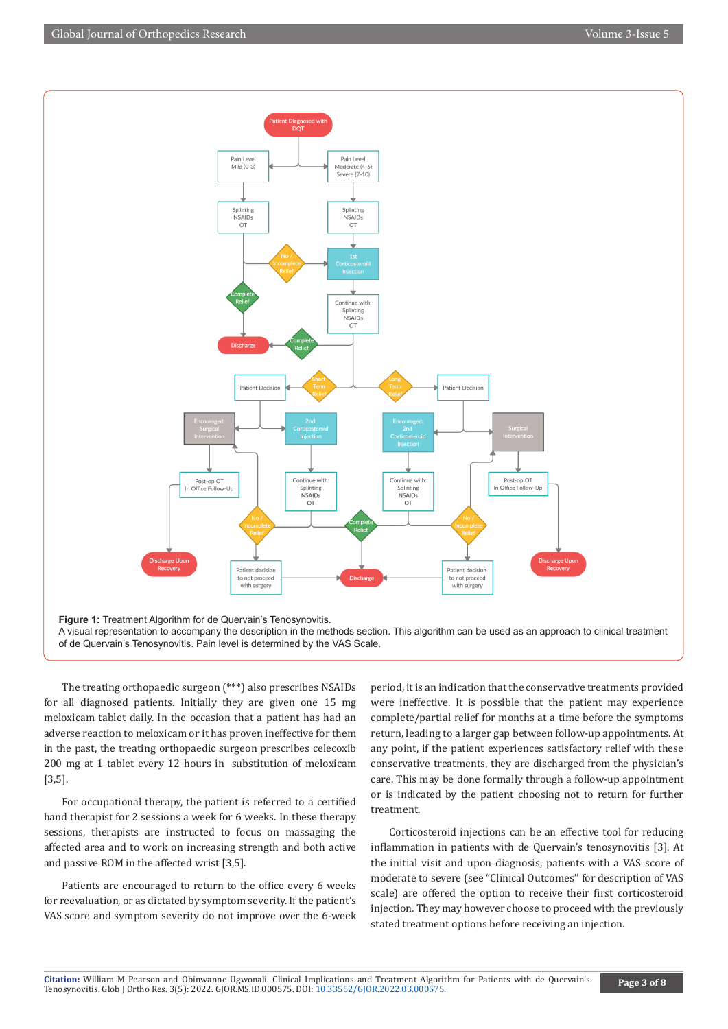**Figure 1:** Treatment Algorithm for de Quervain's Tenosynovitis.
A visual representation to accompany the description in the methods section. This algorithm can be used as an approach to clinical treatment of de Quervain's Tenosynovitis. Pain level is determined by the VAS Scale.

The treating orthopaedic surgeon (***) also prescribes NSAIDs for all diagnosed patients. Initially they are given one 15 mg meloxicam tablet daily. In the occasion that a patient has had an adverse reaction to meloxicam or it has proven ineffective for them in the past, the treating orthopaedic surgeon prescribes celecoxib 200 mg at 1 tablet every 12 hours in substitution of meloxicam [3,5].

For occupational therapy, the patient is referred to a certified hand therapist for 2 sessions a week for 6 weeks. In these therapy sessions, therapists are instructed to focus on massaging the affected area and to work on increasing strength and both active and passive ROM in the affected wrist [3,5].

Patients are encouraged to return to the office every 6 weeks for reevaluation, or as dictated by symptom severity. If the patient's VAS score and symptom severity do not improve over the 6-week period, it is an indication that the conservative treatments provided were ineffective. It is possible that the patient may experience complete/partial relief for months at a time before the symptoms return, leading to a larger gap between follow-up appointments. At any point, if the patient experiences satisfactory relief with these conservative treatments, they are discharged from the physician's care. This may be done formally through a follow-up appointment or is indicated by the patient choosing not to return for further treatment.

Corticosteroid injections can be an effective tool for reducing inflammation in patients with de Quervain's tenosynovitis [3]. At the initial visit and upon diagnosis, patients with a VAS score of moderate to severe (see "Clinical Outcomes" for description of VAS scale) are offered the option to receive their first corticosteroid injection. They may however choose to proceed with the previously stated treatment options before receiving an injection.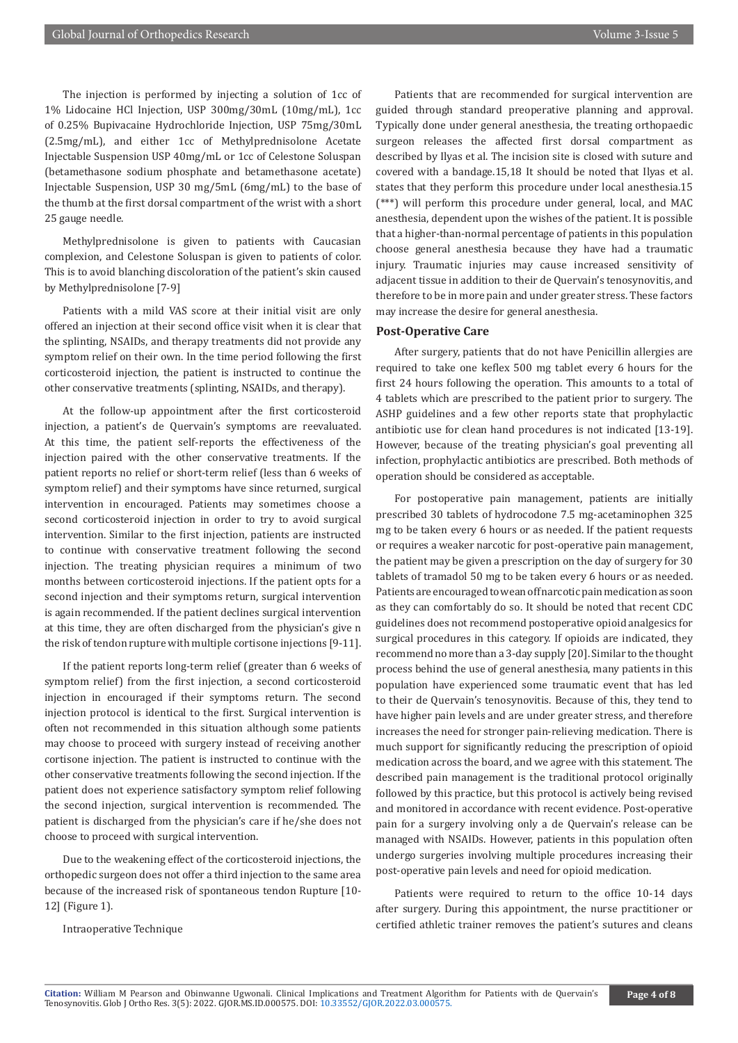The injection is performed by injecting a solution of 1cc of 1% Lidocaine HCl Injection, USP 300mg/30mL (10mg/mL), 1cc of 0.25% Bupivacaine Hydrochloride Injection, USP 75mg/30mL (2.5mg/mL), and either 1cc of Methylprednisolone Acetate Injectable Suspension USP 40mg/mL or 1cc of Celestone Soluspan (betamethasone sodium phosphate and betamethasone acetate) Injectable Suspension, USP 30 mg/5mL (6mg/mL) to the base of the thumb at the first dorsal compartment of the wrist with a short 25 gauge needle.

Methylprednisolone is given to patients with Caucasian complexion, and Celestone Soluspan is given to patients of color. This is to avoid blanching discoloration of the patient's skin caused by Methylprednisolone [7-9]

Patients with a mild VAS score at their initial visit are only offered an injection at their second office visit when it is clear that the splinting, NSAIDs, and therapy treatments did not provide any symptom relief on their own. In the time period following the first corticosteroid injection, the patient is instructed to continue the other conservative treatments (splinting, NSAIDs, and therapy).

At the follow-up appointment after the first corticosteroid injection, a patient's de Quervain's symptoms are reevaluated. At this time, the patient self-reports the effectiveness of the injection paired with the other conservative treatments. If the patient reports no relief or short-term relief (less than 6 weeks of symptom relief) and their symptoms have since returned, surgical intervention in encouraged. Patients may sometimes choose a second corticosteroid injection in order to try to avoid surgical intervention. Similar to the first injection, patients are instructed to continue with conservative treatment following the second injection. The treating physician requires a minimum of two months between corticosteroid injections. If the patient opts for a second injection and their symptoms return, surgical intervention is again recommended. If the patient declines surgical intervention at this time, they are often discharged from the physician's give n the risk of tendon rupture with multiple cortisone injections [9-11].

If the patient reports long-term relief (greater than 6 weeks of symptom relief) from the first injection, a second corticosteroid injection in encouraged if their symptoms return. The second injection protocol is identical to the first. Surgical intervention is often not recommended in this situation although some patients may choose to proceed with surgery instead of receiving another cortisone injection. The patient is instructed to continue with the other conservative treatments following the second injection. If the patient does not experience satisfactory symptom relief following the second injection, surgical intervention is recommended. The patient is discharged from the physician's care if he/she does not choose to proceed with surgical intervention.

Due to the weakening effect of the corticosteroid injections, the orthopedic surgeon does not offer a third injection to the same area because of the increased risk of spontaneous tendon Rupture [10-12] (Figure 1).

Intraoperative Technique

Patients that are recommended for surgical intervention are guided through standard preoperative planning and approval. Typically done under general anesthesia, the treating orthopaedic surgeon releases the affected first dorsal compartment as described by Ilyas et al. The incision site is closed with suture and covered with a bandage.15,18 It should be noted that Ilyas et al. states that they perform this procedure under local anesthesia.15 (***) will perform this procedure under general, local, and MAC anesthesia, dependent upon the wishes of the patient. It is possible that a higher-than-normal percentage of patients in this population choose general anesthesia because they have had a traumatic injury. Traumatic injuries may cause increased sensitivity of adjacent tissue in addition to their de Quervain's tenosynovitis, and therefore to be in more pain and under greater stress. These factors may increase the desire for general anesthesia.

## Post-Operative Care

After surgery, patients that do not have Penicillin allergies are required to take one keflex 500 mg tablet every 6 hours for the first 24 hours following the operation. This amounts to a total of 4 tablets which are prescribed to the patient prior to surgery. The ASHP guidelines and a few other reports state that prophylactic antibiotic use for clean hand procedures is not indicated [13-19]. However, because of the treating physician's goal preventing all infection, prophylactic antibiotics are prescribed. Both methods of operation should be considered as acceptable.

For postoperative pain management, patients are initially prescribed 30 tablets of hydrocodone 7.5 mg-acetaminophen 325 mg to be taken every 6 hours or as needed. If the patient requests or requires a weaker narcotic for post-operative pain management, the patient may be given a prescription on the day of surgery for 30 tablets of tramadol 50 mg to be taken every 6 hours or as needed. Patients are encouraged to wean off narcotic pain medication as soon as they can comfortably do so. It should be noted that recent CDC guidelines does not recommend postoperative opioid analgesics for surgical procedures in this category. If opioids are indicated, they recommend no more than a 3-day supply [20]. Similar to the thought process behind the use of general anesthesia, many patients in this population have experienced some traumatic event that has led to their de Quervain's tenosynovitis. Because of this, they tend to have higher pain levels and are under greater stress, and therefore increases the need for stronger pain-relieving medication. There is much support for significantly reducing the prescription of opioid medication across the board, and we agree with this statement. The described pain management is the traditional protocol originally followed by this practice, but this protocol is actively being revised and monitored in accordance with recent evidence. Post-operative pain for a surgery involving only a de Quervain's release can be managed with NSAIDs. However, patients in this population often undergo surgeries involving multiple procedures increasing their post-operative pain levels and need for opioid medication.

Patients were required to return to the office 10-14 days after surgery. During this appointment, the nurse practitioner or certified athletic trainer removes the patient's sutures and cleans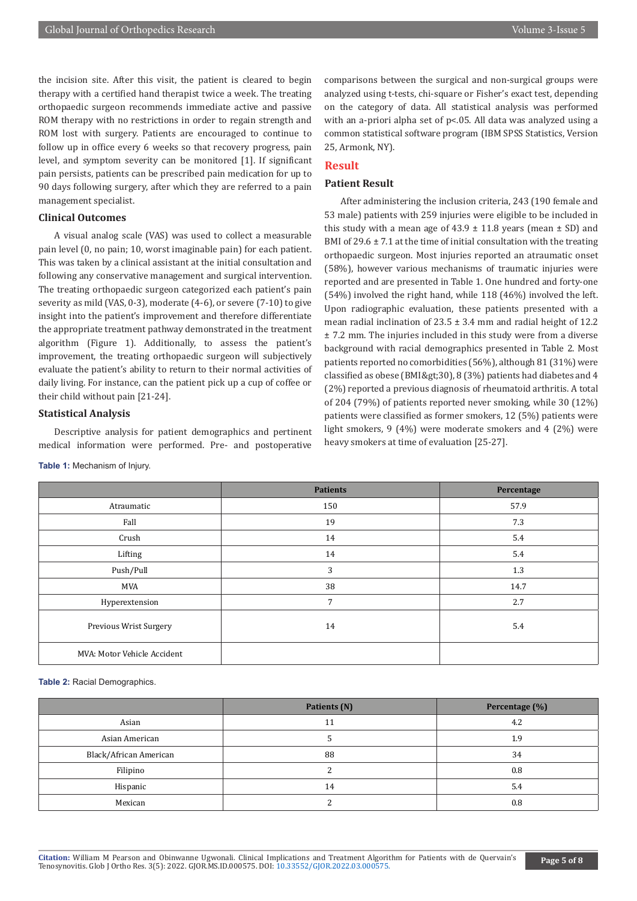the incision site. After this visit, the patient is cleared to begin therapy with a certified hand therapist twice a week. The treating orthopaedic surgeon recommends immediate active and passive ROM therapy with no restrictions in order to regain strength and ROM lost with surgery. Patients are encouraged to continue to follow up in office every 6 weeks so that recovery progress, pain level, and symptom severity can be monitored [1]. If significant pain persists, patients can be prescribed pain medication for up to 90 days following surgery, after which they are referred to a pain management specialist.

### Clinical Outcomes

A visual analog scale (VAS) was used to collect a measurable pain level (0, no pain; 10, worst imaginable pain) for each patient. This was taken by a clinical assistant at the initial consultation and following any conservative management and surgical intervention. The treating orthopaedic surgeon categorized each patient's pain severity as mild (VAS, 0-3), moderate (4-6), or severe (7-10) to give insight into the patient's improvement and therefore differentiate the appropriate treatment pathway demonstrated in the treatment algorithm (Figure 1). Additionally, to assess the patient's improvement, the treating orthopaedic surgeon will subjectively evaluate the patient's ability to return to their normal activities of daily living. For instance, can the patient pick up a cup of coffee or their child without pain [21-24].

### Statistical Analysis

Descriptive analysis for patient demographics and pertinent medical information were performed. Pre- and postoperative comparisons between the surgical and non-surgical groups were analyzed using t-tests, chi-square or Fisher's exact test, depending on the category of data. All statistical analysis was performed with an a-priori alpha set of $p<.05$. All data was analyzed using a common statistical software program (IBM SPSS Statistics, Version 25, Armonk, NY).

## Result

### Patient Result

After administering the inclusion criteria, 243 (190 female and 53 male) patients with 259 injuries were eligible to be included in this study with a mean age of 43.9 ± 11.8 years (mean ± SD) and BMI of 29.6 ± 7.1 at the time of initial consultation with the treating orthopaedic surgeon. Most injuries reported an atraumatic onset (58%), however various mechanisms of traumatic injuries were reported and are presented in Table 1. One hundred and forty-one (54%) involved the right hand, while 118 (46%) involved the left. Upon radiographic evaluation, these patients presented with a mean radial inclination of 23.5 ± 3.4 mm and radial height of 12.2 ± 7.2 mm. The injuries included in this study were from a diverse background with racial demographics presented in Table 2. Most patients reported no comorbidities (56%), although 81 (31%) were classified as obese (BMI&gt;30), 8 (3%) patients had diabetes and 4 (2%) reported a previous diagnosis of rheumatoid arthritis. A total of 204 (79%) of patients reported never smoking, while 30 (12%) patients were classified as former smokers, 12 (5%) patients were light smokers, 9 (4%) were moderate smokers and 4 (2%) were heavy smokers at time of evaluation [25-27].

**Table 1:** Mechanism of Injury.

| | Patients | Percentage |
|---|---|---|
| Atraumatic | 150 | 57.9 |
| Fall | 19 | 7.3 |
| Crush | 14 | 5.4 |
| Lifting | 14 | 5.4 |
| Push/Pull | 3 | 1.3 |
| MVA | 38 | 14.7 |
| Hyperextension | 7 | 2.7 |
| Previous Wrist Surgery | 14 | 5.4 |
| MVA: Motor Vehicle Accident | | |

**Table 2:** Racial Demographics.

| | Patients (N) | Percentage (%) |
|---|---|---|
| Asian | 11 | 4.2 |
| Asian American | 5 | 1.9 |
| Black/African American | 88 | 34 |
| Filipino | 2 | 0.8 |
| Hispanic | 14 | 5.4 |
| Mexican | 2 | 0.8 |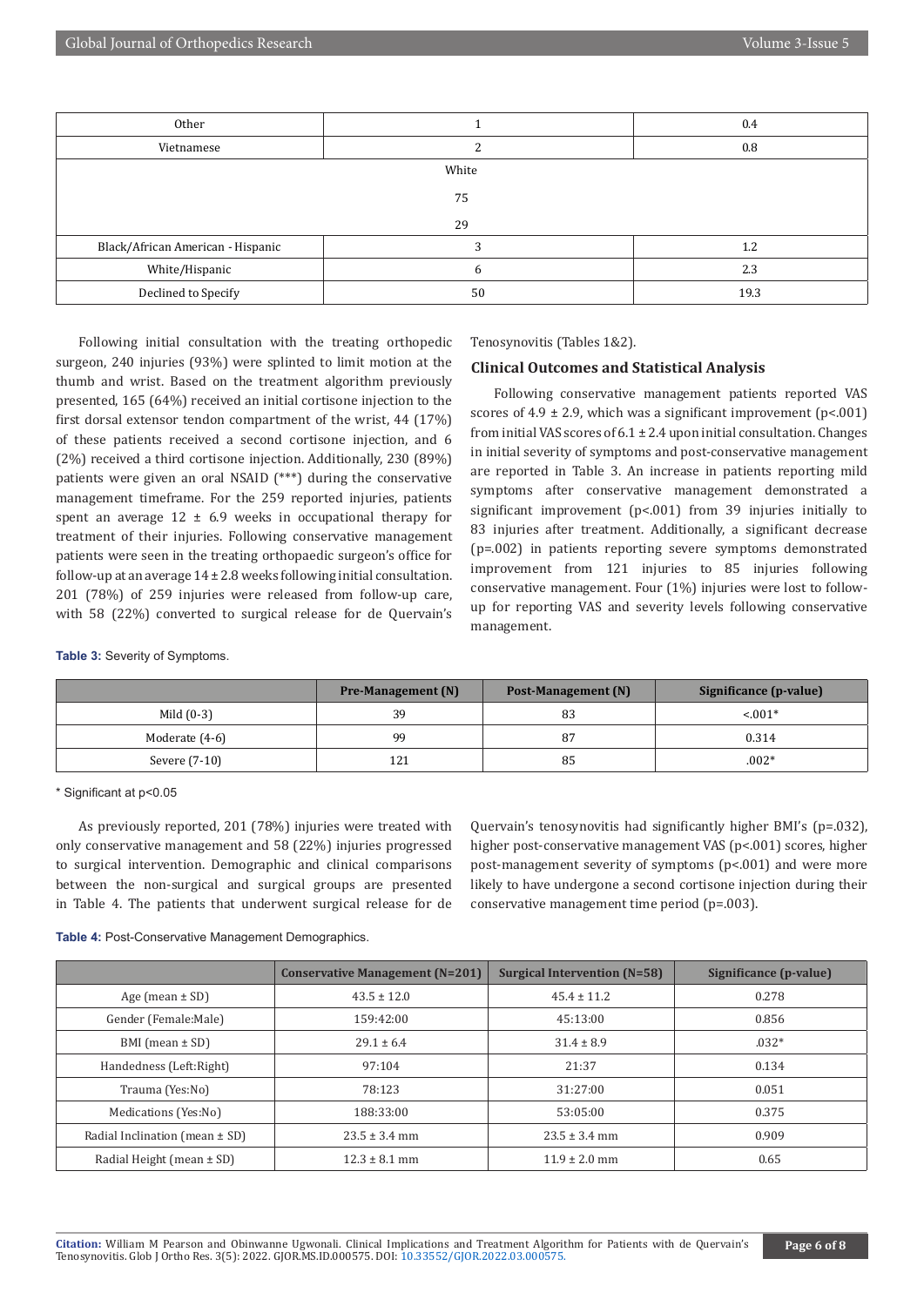| Other | 1 | 0.4 |
|---|---|---|
| Vietnamese | 2 | 0.8 |
| White<br>75<br>29 | | |
| Black/African American - Hispanic | 3 | 1.2 |
| White/Hispanic | 6 | 2.3 |
| Declined to Specify | 50 | 19.3 |

Following initial consultation with the treating orthopedic surgeon, 240 injuries (93%) were splinted to limit motion at the thumb and wrist. Based on the treatment algorithm previously presented, 165 (64%) received an initial cortisone injection to the first dorsal extensor tendon compartment of the wrist, 44 (17%) of these patients received a second cortisone injection, and 6 (2%) received a third cortisone injection. Additionally, 230 (89%) patients were given an oral NSAID (***) during the conservative management timeframe. For the 259 reported injuries, patients spent an average 12 ± 6.9 weeks in occupational therapy for treatment of their injuries. Following conservative management patients were seen in the treating orthopaedic surgeon's office for follow-up at an average 14 ± 2.8 weeks following initial consultation. 201 (78%) of 259 injuries were released from follow-up care, with 58 (22%) converted to surgical release for de Quervain's Tenosynovitis (Tables 1&2).

## Clinical Outcomes and Statistical Analysis

Following conservative management patients reported VAS scores of 4.9 ± 2.9, which was a significant improvement ($p<.001$) from initial VAS scores of 6.1 ± 2.4 upon initial consultation. Changes in initial severity of symptoms and post-conservative management are reported in Table 3. An increase in patients reporting mild symptoms after conservative management demonstrated a significant improvement ($p<.001$) from 39 injuries initially to 83 injuries after treatment. Additionally, a significant decrease ($p=.002$) in patients reporting severe symptoms demonstrated improvement from 121 injuries to 85 injuries following conservative management. Four (1%) injuries were lost to follow-up for reporting VAS and severity levels following conservative management.

**Table 3:** Severity of Symptoms.

| | Pre-Management (N) | Post-Management (N) | Significance (p-value) |
|---|---|---|---|
| Mild (0-3) | 39 | 83 | <.001* |
| Moderate (4-6) | 99 | 87 | 0.314 |
| Severe (7-10) | 121 | 85 | .002* |

* Significant at $p<0.05$

As previously reported, 201 (78%) injuries were treated with only conservative management and 58 (22%) injuries progressed to surgical intervention. Demographic and clinical comparisons between the non-surgical and surgical groups are presented in Table 4. The patients that underwent surgical release for de Quervain's tenosynovitis had significantly higher BMI's ($p=.032$), higher post-conservative management VAS ($p<.001$) scores, higher post-management severity of symptoms ($p<.001$) and were more likely to have undergone a second cortisone injection during their conservative management time period ($p=.003$).

**Table 4:** Post-Conservative Management Demographics.

| | Conservative Management (N=201) | Surgical Intervention (N=58) | Significance (p-value) |
|---|---|---|---|
| Age (mean ± SD) | 43.5 ± 12.0 | 45.4 ± 11.2 | 0.278 |
| Gender (Female:Male) | 159:42:00 | 45:13:00 | 0.856 |
| BMI (mean ± SD) | 29.1 ± 6.4 | 31.4 ± 8.9 | .032* |
| Handedness (Left:Right) | 97:104 | 21:37 | 0.134 |
| Trauma (Yes:No) | 78:123 | 31:27:00 | 0.051 |
| Medications (Yes:No) | 188:33:00 | 53:05:00 | 0.375 |
| Radial Inclination (mean ± SD) | 23.5 ± 3.4 mm | 23.5 ± 3.4 mm | 0.909 |
| Radial Height (mean ± SD) | 12.3 ± 8.1 mm | 11.9 ± 2.0 mm | 0.65 |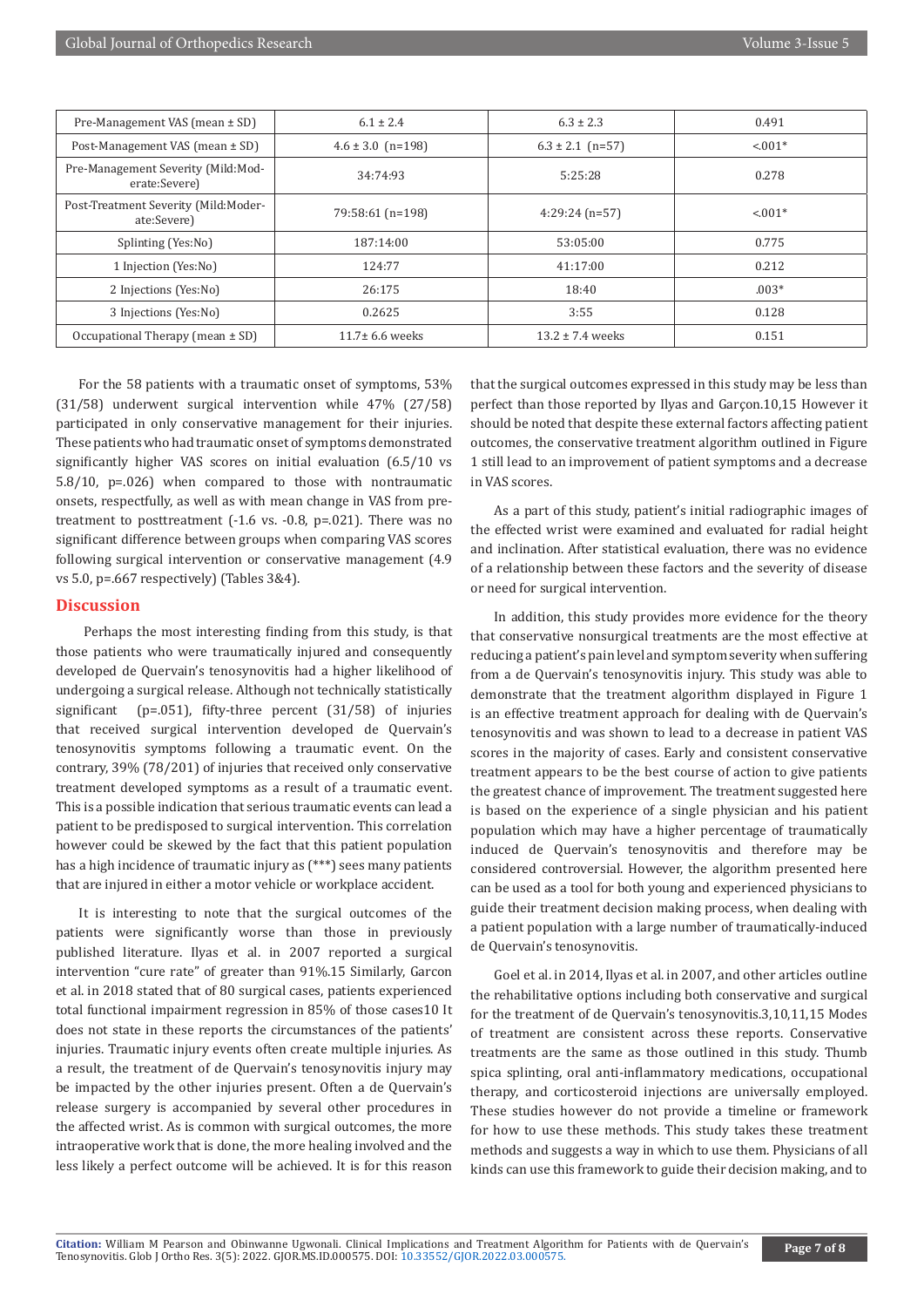| Pre-Management VAS (mean ± SD) | 6.1 ± 2.4 | 6.3 ± 2.3 | 0.491 |
|---|---|---|---|
| Post-Management VAS (mean ± SD) | 4.6 ± 3.0 (n=198) | 6.3 ± 2.1 (n=57) | <.001* |
| Pre-Management Severity (Mild:Moderate:Severe) | 34:74:93 | 5:25:28 | 0.278 |
| Post-Treatment Severity (Mild:Moderate:Severe) | 79:58:61 (n=198) | 4:29:24 (n=57) | <.001* |
| Splinting (Yes:No) | 187:14:00 | 53:05:00 | 0.775 |
| 1 Injection (Yes:No) | 124:77 | 41:17:00 | 0.212 |
| 2 Injections (Yes:No) | 26:175 | 18:40 | .003* |
| 3 Injections (Yes:No) | 0.2625 | 3:55 | 0.128 |
| Occupational Therapy (mean ± SD) | 11.7± 6.6 weeks | 13.2 ± 7.4 weeks | 0.151 |

For the 58 patients with a traumatic onset of symptoms, 53% (31/58) underwent surgical intervention while 47% (27/58) participated in only conservative management for their injuries. These patients who had traumatic onset of symptoms demonstrated significantly higher VAS scores on initial evaluation (6.5/10 vs 5.8/10, p=.026) when compared to those with nontraumatic onsets, respectfully, as well as with mean change in VAS from pre-treatment to posttreatment (-1.6 vs. -0.8, p=.021). There was no significant difference between groups when comparing VAS scores following surgical intervention or conservative management (4.9 vs 5.0, p=.667 respectively) (Tables 3&4).

## Discussion

Perhaps the most interesting finding from this study, is that those patients who were traumatically injured and consequently developed de Quervain's tenosynovitis had a higher likelihood of undergoing a surgical release. Although not technically statistically significant (p=.051), fifty-three percent (31/58) of injuries that received surgical intervention developed de Quervain's tenosynovitis symptoms following a traumatic event. On the contrary, 39% (78/201) of injuries that received only conservative treatment developed symptoms as a result of a traumatic event. This is a possible indication that serious traumatic events can lead a patient to be predisposed to surgical intervention. This correlation however could be skewed by the fact that this patient population has a high incidence of traumatic injury as (***) sees many patients that are injured in either a motor vehicle or workplace accident.

It is interesting to note that the surgical outcomes of the patients were significantly worse than those in previously published literature. Ilyas et al. in 2007 reported a surgical intervention "cure rate" of greater than 91%.15 Similarly, Garcon et al. in 2018 stated that of 80 surgical cases, patients experienced total functional impairment regression in 85% of those cases10 It does not state in these reports the circumstances of the patients' injuries. Traumatic injury events often create multiple injuries. As a result, the treatment of de Quervain's tenosynovitis injury may be impacted by the other injuries present. Often a de Quervain's release surgery is accompanied by several other procedures in the affected wrist. As is common with surgical outcomes, the more intraoperative work that is done, the more healing involved and the less likely a perfect outcome will be achieved. It is for this reason that the surgical outcomes expressed in this study may be less than perfect than those reported by Ilyas and Garçon.10,15 However it should be noted that despite these external factors affecting patient outcomes, the conservative treatment algorithm outlined in Figure 1 still lead to an improvement of patient symptoms and a decrease in VAS scores.

As a part of this study, patient's initial radiographic images of the effected wrist were examined and evaluated for radial height and inclination. After statistical evaluation, there was no evidence of a relationship between these factors and the severity of disease or need for surgical intervention.

In addition, this study provides more evidence for the theory that conservative nonsurgical treatments are the most effective at reducing a patient's pain level and symptom severity when suffering from a de Quervain's tenosynovitis injury. This study was able to demonstrate that the treatment algorithm displayed in Figure 1 is an effective treatment approach for dealing with de Quervain's tenosynovitis and was shown to lead to a decrease in patient VAS scores in the majority of cases. Early and consistent conservative treatment appears to be the best course of action to give patients the greatest chance of improvement. The treatment suggested here is based on the experience of a single physician and his patient population which may have a higher percentage of traumatically induced de Quervain's tenosynovitis and therefore may be considered controversial. However, the algorithm presented here can be used as a tool for both young and experienced physicians to guide their treatment decision making process, when dealing with a patient population with a large number of traumatically-induced de Quervain's tenosynovitis.

Goel et al. in 2014, Ilyas et al. in 2007, and other articles outline the rehabilitative options including both conservative and surgical for the treatment of de Quervain's tenosynovitis.3,10,11,15 Modes of treatment are consistent across these reports. Conservative treatments are the same as those outlined in this study. Thumb spica splinting, oral anti-inflammatory medications, occupational therapy, and corticosteroid injections are universally employed. These studies however do not provide a timeline or framework for how to use these methods. This study takes these treatment methods and suggests a way in which to use them. Physicians of all kinds can use this framework to guide their decision making, and to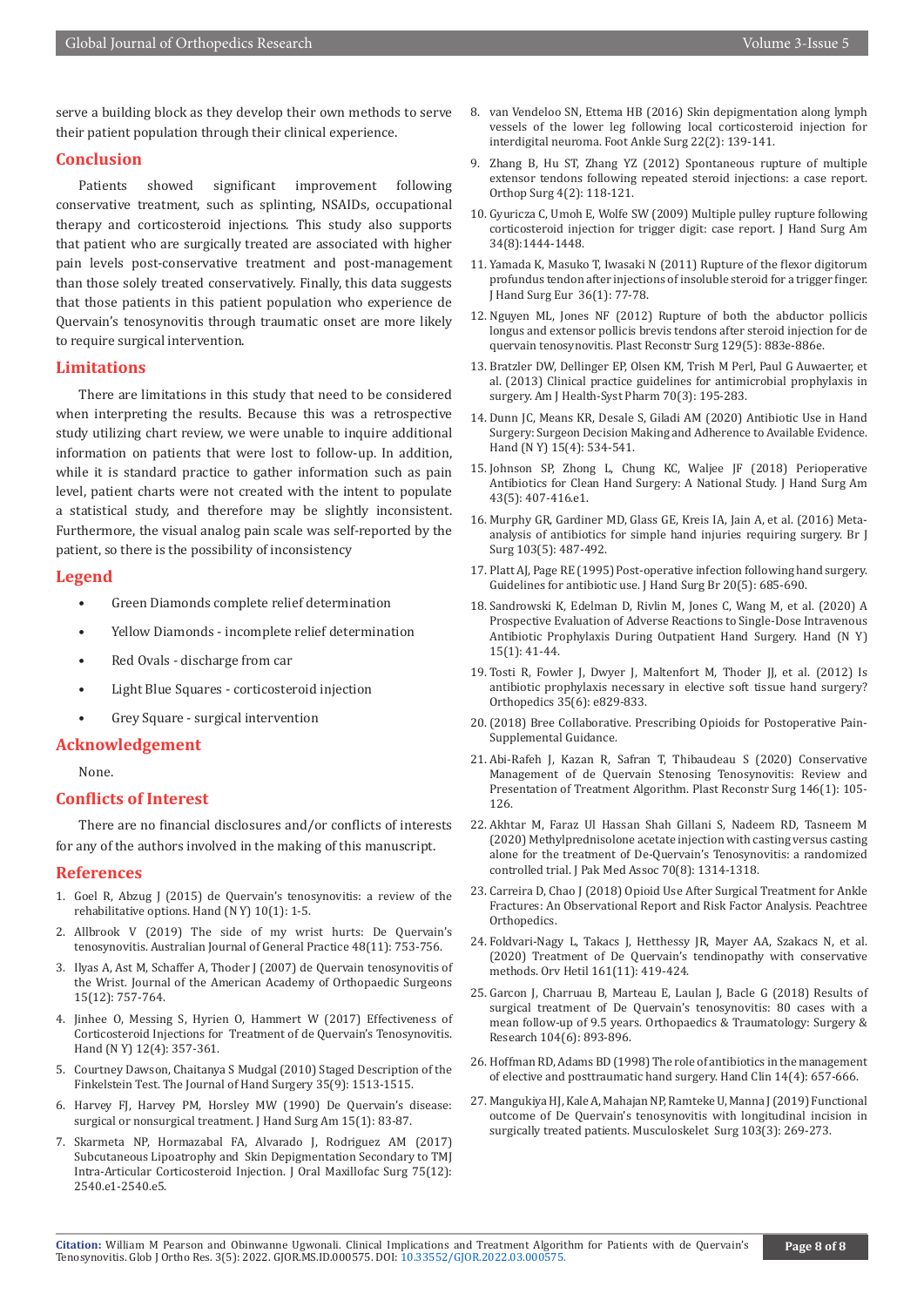serve a building block as they develop their own methods to serve their patient population through their clinical experience.

## Conclusion

Patients showed significant improvement following conservative treatment, such as splinting, NSAIDs, occupational therapy and corticosteroid injections. This study also supports that patient who are surgically treated are associated with higher pain levels post-conservative treatment and post-management than those solely treated conservatively. Finally, this data suggests that those patients in this patient population who experience de Quervain's tenosynovitis through traumatic onset are more likely to require surgical intervention.

## Limitations

There are limitations in this study that need to be considered when interpreting the results. Because this was a retrospective study utilizing chart review, we were unable to inquire additional information on patients that were lost to follow-up. In addition, while it is standard practice to gather information such as pain level, patient charts were not created with the intent to populate a statistical study, and therefore may be slightly inconsistent. Furthermore, the visual analog pain scale was self-reported by the patient, so there is the possibility of inconsistency

## Legend

- Green Diamonds complete relief determination
- Yellow Diamonds - incomplete relief determination
- Red Ovals - discharge from car
- Light Blue Squares - corticosteroid injection
- Grey Square - surgical intervention

## Acknowledgement

None.

## Conflicts of Interest

There are no financial disclosures and/or conflicts of interests for any of the authors involved in the making of this manuscript.

## References

1. Goel R, Abzug J (2015) de Quervain's tenosynovitis: a review of the rehabilitative options. Hand (N Y) 10(1): 1-5.
2. Allbrook V (2019) The side of my wrist hurts: De Quervain's tenosynovitis. Australian Journal of General Practice 48(11): 753-756.
3. Ilyas A, Ast M, Schaffer A, Thoder J (2007) de Quervain tenosynovitis of the Wrist. Journal of the American Academy of Orthopaedic Surgeons 15(12): 757-764.
4. Jinhee O, Messing S, Hyrien O, Hammert W (2017) Effectiveness of Corticosteroid Injections for Treatment of de Quervain's Tenosynovitis. Hand (N Y) 12(4): 357-361.
5. Courtney Dawson, Chaitanya S Mudgal (2010) Staged Description of the Finkelstein Test. The Journal of Hand Surgery 35(9): 1513-1515.
6. Harvey FJ, Harvey PM, Horsley MW (1990) De Quervain's disease: surgical or nonsurgical treatment. J Hand Surg Am 15(1): 83-87.
7. Skarmeta NP, Hormazabal FA, Alvarado J, Rodriguez AM (2017) Subcutaneous Lipoatrophy and Skin Depigmentation Secondary to TMJ Intra-Articular Corticosteroid Injection. J Oral Maxillofac Surg 75(12): 2540.e1-2540.e5.
8. van Vendeloo SN, Ettema HB (2016) Skin depigmentation along lymph vessels of the lower leg following local corticosteroid injection for interdigital neuroma. Foot Ankle Surg 22(2): 139-141.
9. Zhang B, Hu ST, Zhang YZ (2012) Spontaneous rupture of multiple extensor tendons following repeated steroid injections: a case report. Orthop Surg 4(2): 118-121.
10. Gyuricza C, Umoh E, Wolfe SW (2009) Multiple pulley rupture following corticosteroid injection for trigger digit: case report. J Hand Surg Am 34(8):1444-1448.
11. Yamada K, Masuko T, Iwasaki N (2011) Rupture of the flexor digitorum profundus tendon after injections of insoluble steroid for a trigger finger. J Hand Surg Eur 36(1): 77-78.
12. Nguyen ML, Jones NF (2012) Rupture of both the abductor pollicis longus and extensor pollicis brevis tendons after steroid injection for de quervain tenosynovitis. Plast Reconstr Surg 129(5): 883e-886e.
13. Bratzler DW, Dellinger EP, Olsen KM, Trish M Perl, Paul G Auwaerter, et al. (2013) Clinical practice guidelines for antimicrobial prophylaxis in surgery. Am J Health-Syst Pharm 70(3): 195-283.
14. Dunn JC, Means KR, Desale S, Giladi AM (2020) Antibiotic Use in Hand Surgery: Surgeon Decision Making and Adherence to Available Evidence. Hand (N Y) 15(4): 534-541.
15. Johnson SP, Zhong L, Chung KC, Waljee JF (2018) Perioperative Antibiotics for Clean Hand Surgery: A National Study. J Hand Surg Am 43(5): 407-416.e1.
16. Murphy GR, Gardiner MD, Glass GE, Kreis IA, Jain A, et al. (2016) Meta-analysis of antibiotics for simple hand injuries requiring surgery. Br J Surg 103(5): 487-492.
17. Platt AJ, Page RE (1995) Post-operative infection following hand surgery. Guidelines for antibiotic use. J Hand Surg Br 20(5): 685-690.
18. Sandrowski K, Edelman D, Rivlin M, Jones C, Wang M, et al. (2020) A Prospective Evaluation of Adverse Reactions to Single-Dose Intravenous Antibiotic Prophylaxis During Outpatient Hand Surgery. Hand (N Y) 15(1): 41-44.
19. Tosti R, Fowler J, Dwyer J, Maltenfort M, Thoder JJ, et al. (2012) Is antibiotic prophylaxis necessary in elective soft tissue hand surgery? Orthopedics 35(6): e829-833.
20. (2018) Bree Collaborative. Prescribing Opioids for Postoperative Pain-Supplemental Guidance.
21. Abi-Rafeh J, Kazan R, Safran T, Thibaudeau S (2020) Conservative Management of de Quervain Stenosing Tenosynovitis: Review and Presentation of Treatment Algorithm. Plast Reconstr Surg 146(1): 105-126.
22. Akhtar M, Faraz Ul Hassan Shah Gillani S, Nadeem RD, Tasneem M (2020) Methylprednisolone acetate injection with casting versus casting alone for the treatment of De-Quervain's Tenosynovitis: a randomized controlled trial. J Pak Med Assoc 70(8): 1314-1318.
23. Carreira D, Chao J (2018) Opioid Use After Surgical Treatment for Ankle Fractures: An Observational Report and Risk Factor Analysis. Peachtree Orthopedics.
24. Foldvari-Nagy L, Takacs J, Hetthessy JR, Mayer AA, Szakacs N, et al. (2020) Treatment of De Quervain's tendinopathy with conservative methods. Orv Hetil 161(11): 419-424.
25. Garcon J, Charruau B, Marteau E, Laulan J, Bacle G (2018) Results of surgical treatment of De Quervain's tenosynovitis: 80 cases with a mean follow-up of 9.5 years. Orthopaedics & Traumatology: Surgery & Research 104(6): 893-896.
26. Hoffman RD, Adams BD (1998) The role of antibiotics in the management of elective and posttraumatic hand surgery. Hand Clin 14(4): 657-666.
27. Mangukiya HJ, Kale A, Mahajan NP, Ramteke U, Manna J (2019) Functional outcome of De Quervain's tenosynovitis with longitudinal incision in surgically treated patients. Musculoskelet Surg 103(3): 269-273.